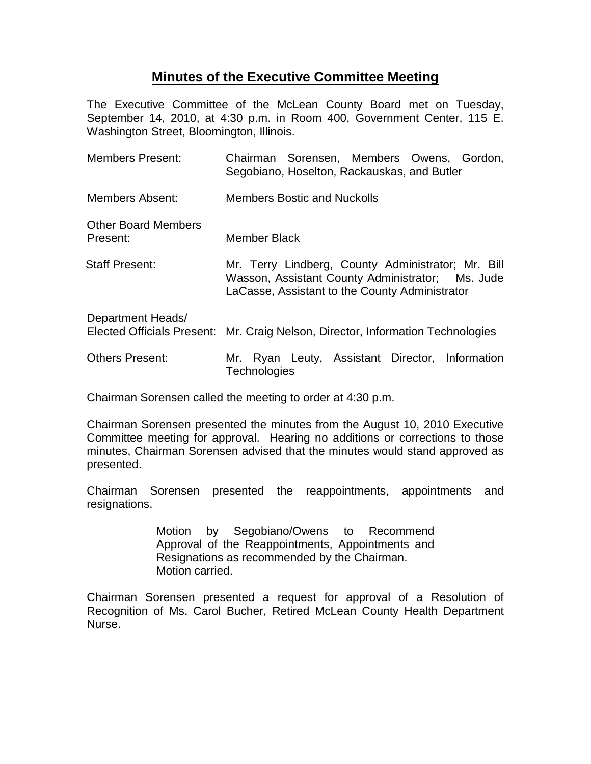# Minutes of the Executive Committee Meeting

The Executive Committee of the McLean County Board met on Tuesday, September 14, 2010, at 4:30 p.m. in Room 400, Government Center, 115 E. Washington Street, Bloomington, Illinois.

| | |
|---|---|
| Members Present: | Chairman Sorensen, Members Owens, Gordon, Segobiano, Hoselton, Rackauskas, and Butler |
| Members Absent: | Members Bostic and Nuckolls |
| Other Board Members Present: | Member Black |
| Staff Present: | Mr. Terry Lindberg, County Administrator; Mr. Bill Wasson, Assistant County Administrator; Ms. Jude LaCasse, Assistant to the County Administrator |
| Department Heads/ Elected Officials Present: | Mr. Craig Nelson, Director, Information Technologies |
| Others Present: | Mr. Ryan Leuty, Assistant Director, Information Technologies |

Chairman Sorensen called the meeting to order at 4:30 p.m.

Chairman Sorensen presented the minutes from the August 10, 2010 Executive Committee meeting for approval. Hearing no additions or corrections to those minutes, Chairman Sorensen advised that the minutes would stand approved as presented.

Chairman Sorensen presented the reappointments, appointments and resignations.

> Motion by Segobiano/Owens to Recommend Approval of the Reappointments, Appointments and Resignations as recommended by the Chairman.
> Motion carried.

Chairman Sorensen presented a request for approval of a Resolution of Recognition of Ms. Carol Bucher, Retired McLean County Health Department Nurse.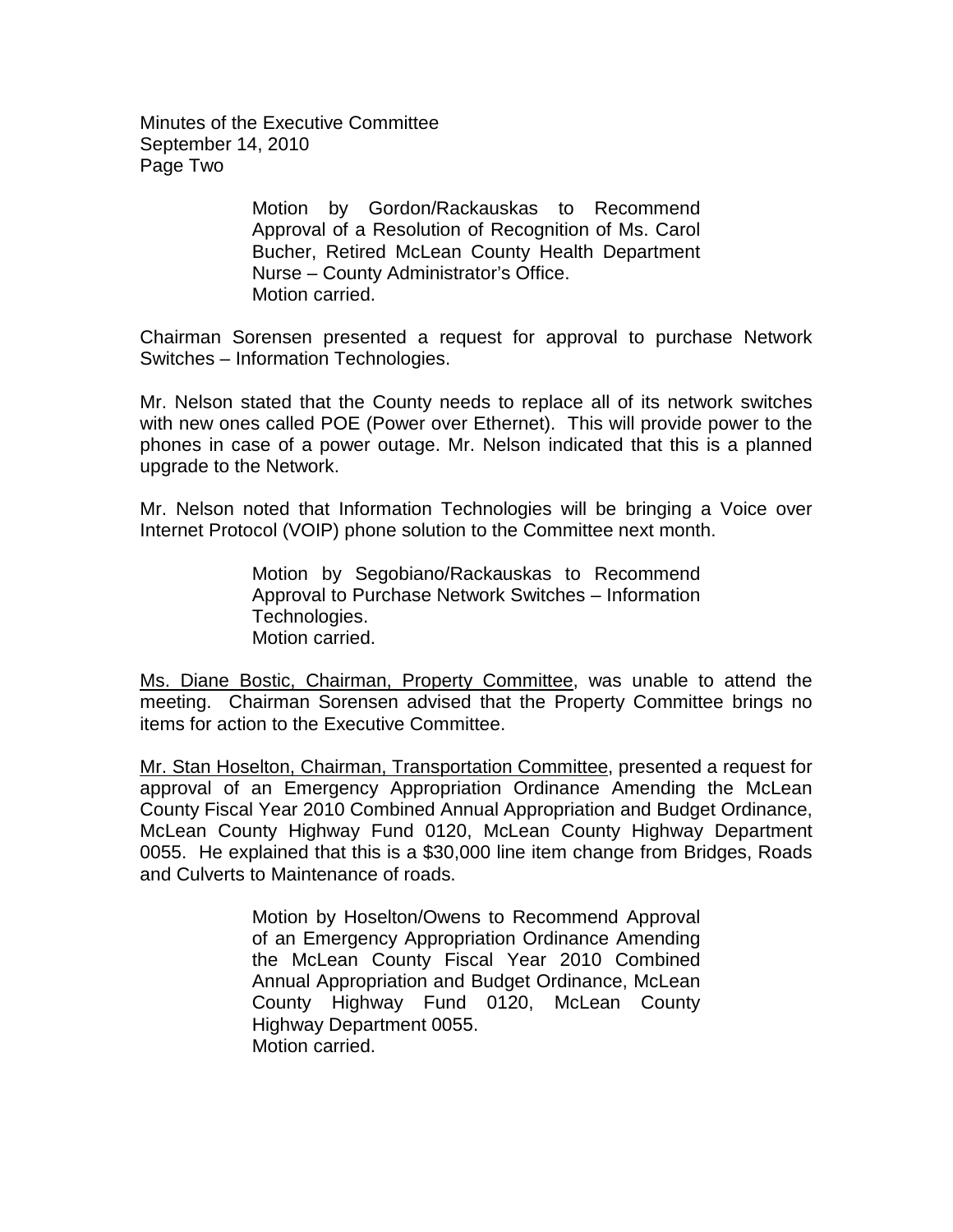Motion by Gordon/Rackauskas to Recommend Approval of a Resolution of Recognition of Ms. Carol Bucher, Retired McLean County Health Department Nurse – County Administrator's Office.
Motion carried.

Chairman Sorensen presented a request for approval to purchase Network Switches – Information Technologies.

Mr. Nelson stated that the County needs to replace all of its network switches with new ones called POE (Power over Ethernet). This will provide power to the phones in case of a power outage. Mr. Nelson indicated that this is a planned upgrade to the Network.

Mr. Nelson noted that Information Technologies will be bringing a Voice over Internet Protocol (VOIP) phone solution to the Committee next month.

Motion by Segobiano/Rackauskas to Recommend Approval to Purchase Network Switches – Information Technologies.
Motion carried.

Ms. Diane Bostic, Chairman, Property Committee, was unable to attend the meeting. Chairman Sorensen advised that the Property Committee brings no items for action to the Executive Committee.

Mr. Stan Hoselton, Chairman, Transportation Committee, presented a request for approval of an Emergency Appropriation Ordinance Amending the McLean County Fiscal Year 2010 Combined Annual Appropriation and Budget Ordinance, McLean County Highway Fund 0120, McLean County Highway Department 0055. He explained that this is a $30,000 line item change from Bridges, Roads and Culverts to Maintenance of roads.

Motion by Hoselton/Owens to Recommend Approval of an Emergency Appropriation Ordinance Amending the McLean County Fiscal Year 2010 Combined Annual Appropriation and Budget Ordinance, McLean County Highway Fund 0120, McLean County Highway Department 0055.
Motion carried.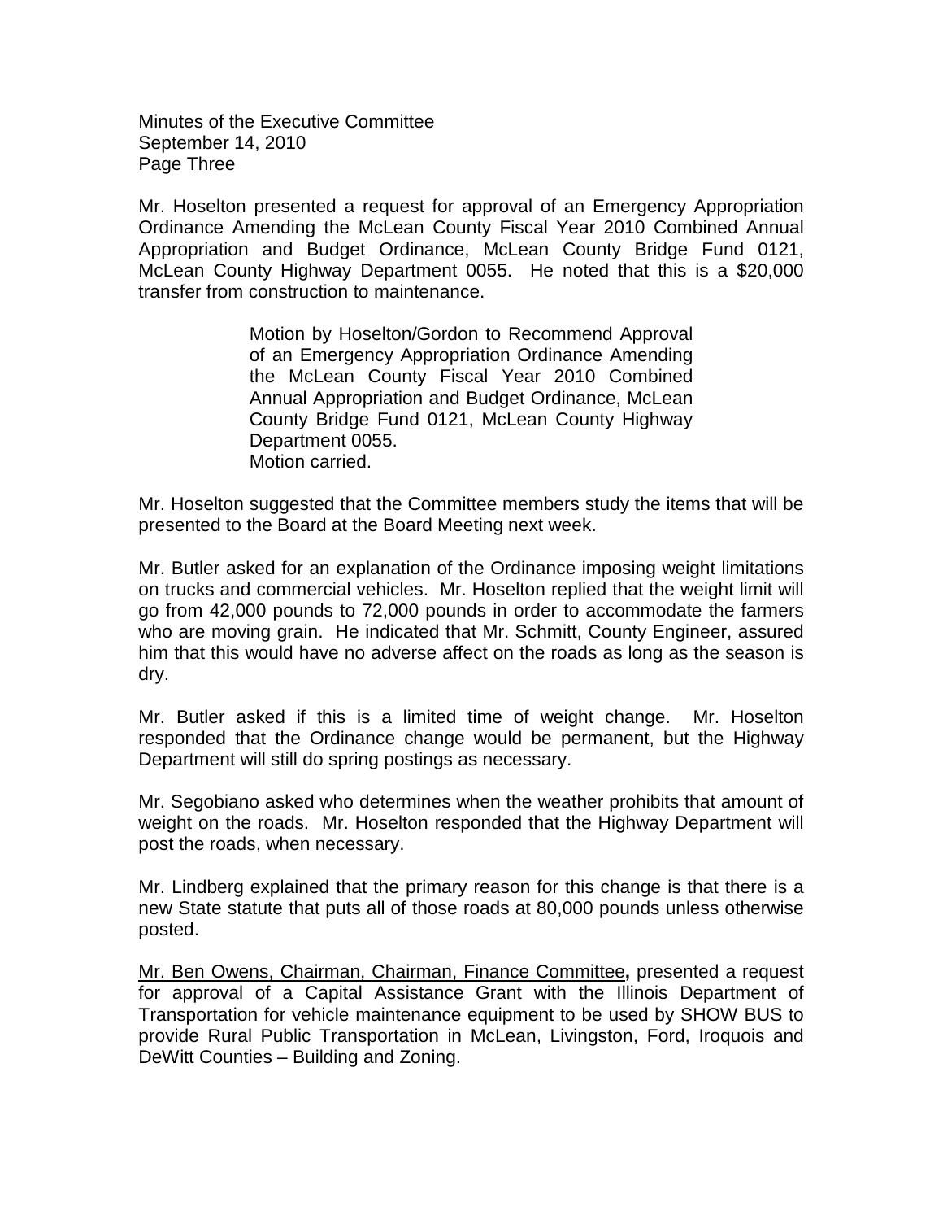Minutes of the Executive Committee
September 14, 2010
Page Three

Mr. Hoselton presented a request for approval of an Emergency Appropriation Ordinance Amending the McLean County Fiscal Year 2010 Combined Annual Appropriation and Budget Ordinance, McLean County Bridge Fund 0121, McLean County Highway Department 0055. He noted that this is a $20,000 transfer from construction to maintenance.

> Motion by Hoselton/Gordon to Recommend Approval of an Emergency Appropriation Ordinance Amending the McLean County Fiscal Year 2010 Combined Annual Appropriation and Budget Ordinance, McLean County Bridge Fund 0121, McLean County Highway Department 0055.
> Motion carried.

Mr. Hoselton suggested that the Committee members study the items that will be presented to the Board at the Board Meeting next week.

Mr. Butler asked for an explanation of the Ordinance imposing weight limitations on trucks and commercial vehicles. Mr. Hoselton replied that the weight limit will go from 42,000 pounds to 72,000 pounds in order to accommodate the farmers who are moving grain. He indicated that Mr. Schmitt, County Engineer, assured him that this would have no adverse affect on the roads as long as the season is dry.

Mr. Butler asked if this is a limited time of weight change. Mr. Hoselton responded that the Ordinance change would be permanent, but the Highway Department will still do spring postings as necessary.

Mr. Segobiano asked who determines when the weather prohibits that amount of weight on the roads. Mr. Hoselton responded that the Highway Department will post the roads, when necessary.

Mr. Lindberg explained that the primary reason for this change is that there is a new State statute that puts all of those roads at 80,000 pounds unless otherwise posted.

<u>Mr. Ben Owens, Chairman, Chairman, Finance Committee</u>**,** presented a request for approval of a Capital Assistance Grant with the Illinois Department of Transportation for vehicle maintenance equipment to be used by SHOW BUS to provide Rural Public Transportation in McLean, Livingston, Ford, Iroquois and DeWitt Counties – Building and Zoning.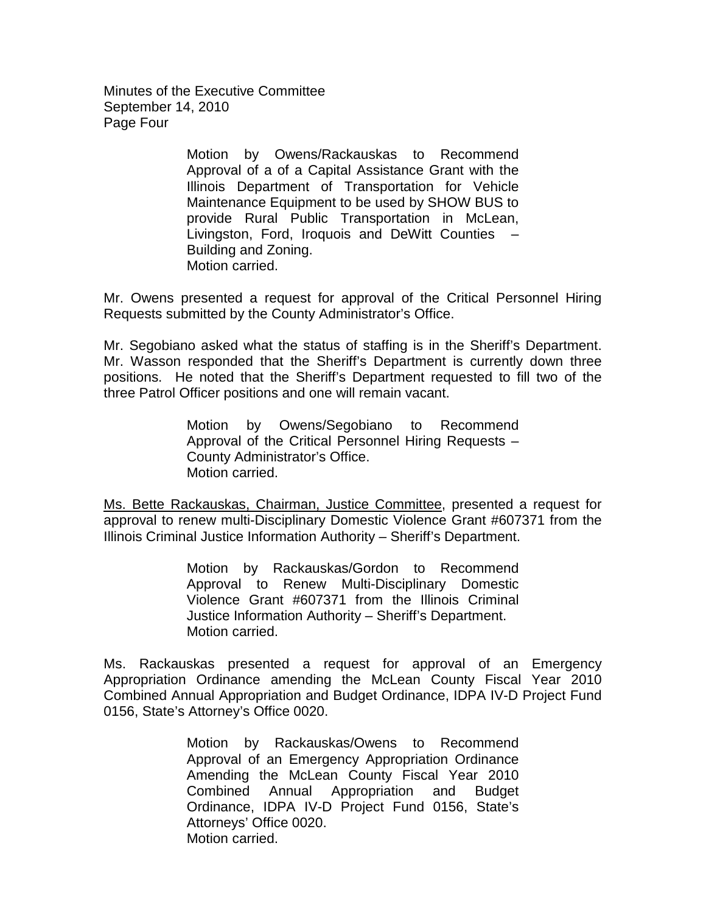Motion by Owens/Rackauskas to Recommend Approval of a of a Capital Assistance Grant with the Illinois Department of Transportation for Vehicle Maintenance Equipment to be used by SHOW BUS to provide Rural Public Transportation in McLean, Livingston, Ford, Iroquois and DeWitt Counties – Building and Zoning.
Motion carried.

Mr. Owens presented a request for approval of the Critical Personnel Hiring Requests submitted by the County Administrator's Office.

Mr. Segobiano asked what the status of staffing is in the Sheriff's Department. Mr. Wasson responded that the Sheriff's Department is currently down three positions. He noted that the Sheriff's Department requested to fill two of the three Patrol Officer positions and one will remain vacant.

Motion by Owens/Segobiano to Recommend Approval of the Critical Personnel Hiring Requests – County Administrator's Office.
Motion carried.

<u>Ms. Bette Rackauskas, Chairman, Justice Committee</u>, presented a request for approval to renew multi-Disciplinary Domestic Violence Grant #607371 from the Illinois Criminal Justice Information Authority – Sheriff's Department.

Motion by Rackauskas/Gordon to Recommend Approval to Renew Multi-Disciplinary Domestic Violence Grant #607371 from the Illinois Criminal Justice Information Authority – Sheriff's Department.
Motion carried.

Ms. Rackauskas presented a request for approval of an Emergency Appropriation Ordinance amending the McLean County Fiscal Year 2010 Combined Annual Appropriation and Budget Ordinance, IDPA IV-D Project Fund 0156, State's Attorney's Office 0020.

Motion by Rackauskas/Owens to Recommend Approval of an Emergency Appropriation Ordinance Amending the McLean County Fiscal Year 2010 Combined Annual Appropriation and Budget Ordinance, IDPA IV-D Project Fund 0156, State's Attorneys' Office 0020.
Motion carried.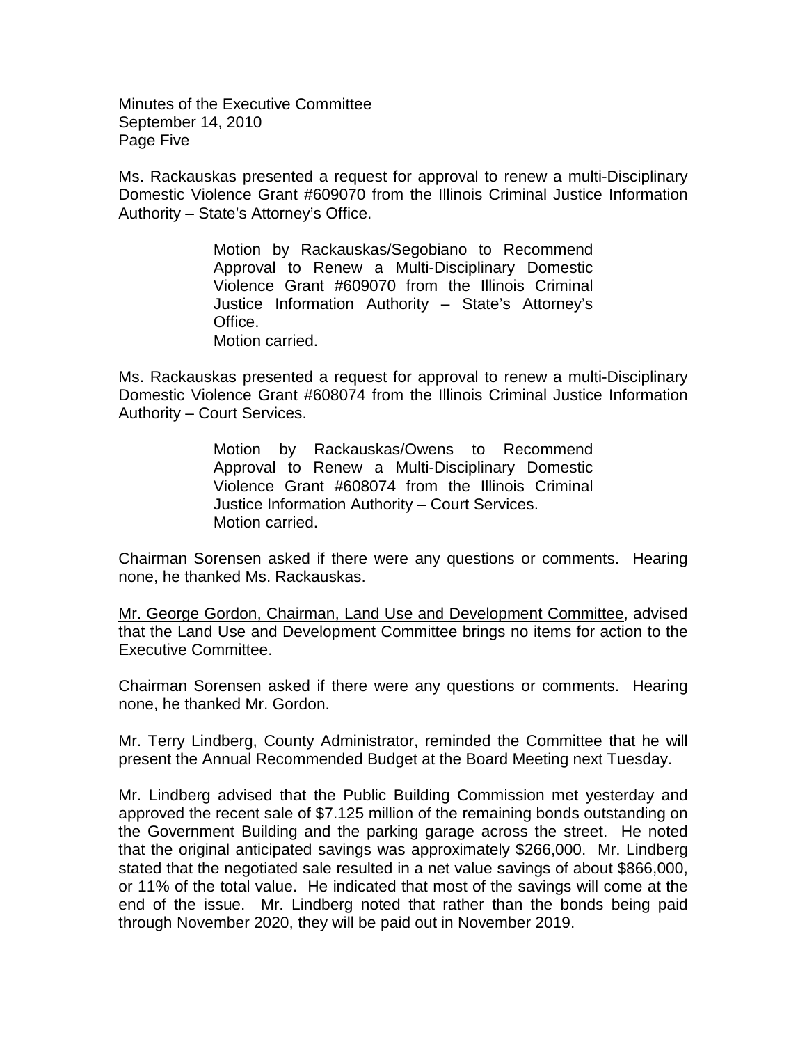Ms. Rackauskas presented a request for approval to renew a multi-Disciplinary Domestic Violence Grant #609070 from the Illinois Criminal Justice Information Authority – State's Attorney's Office.

> Motion by Rackauskas/Segobiano to Recommend Approval to Renew a Multi-Disciplinary Domestic Violence Grant #609070 from the Illinois Criminal Justice Information Authority – State's Attorney's Office.
> Motion carried.

Ms. Rackauskas presented a request for approval to renew a multi-Disciplinary Domestic Violence Grant #608074 from the Illinois Criminal Justice Information Authority – Court Services.

> Motion by Rackauskas/Owens to Recommend Approval to Renew a Multi-Disciplinary Domestic Violence Grant #608074 from the Illinois Criminal Justice Information Authority – Court Services.
> Motion carried.

Chairman Sorensen asked if there were any questions or comments. Hearing none, he thanked Ms. Rackauskas.

<u>Mr. George Gordon, Chairman, Land Use and Development Committee</u>, advised that the Land Use and Development Committee brings no items for action to the Executive Committee.

Chairman Sorensen asked if there were any questions or comments. Hearing none, he thanked Mr. Gordon.

Mr. Terry Lindberg, County Administrator, reminded the Committee that he will present the Annual Recommended Budget at the Board Meeting next Tuesday.

Mr. Lindberg advised that the Public Building Commission met yesterday and approved the recent sale of $7.125 million of the remaining bonds outstanding on the Government Building and the parking garage across the street. He noted that the original anticipated savings was approximately $266,000. Mr. Lindberg stated that the negotiated sale resulted in a net value savings of about $866,000, or 11% of the total value. He indicated that most of the savings will come at the end of the issue. Mr. Lindberg noted that rather than the bonds being paid through November 2020, they will be paid out in November 2019.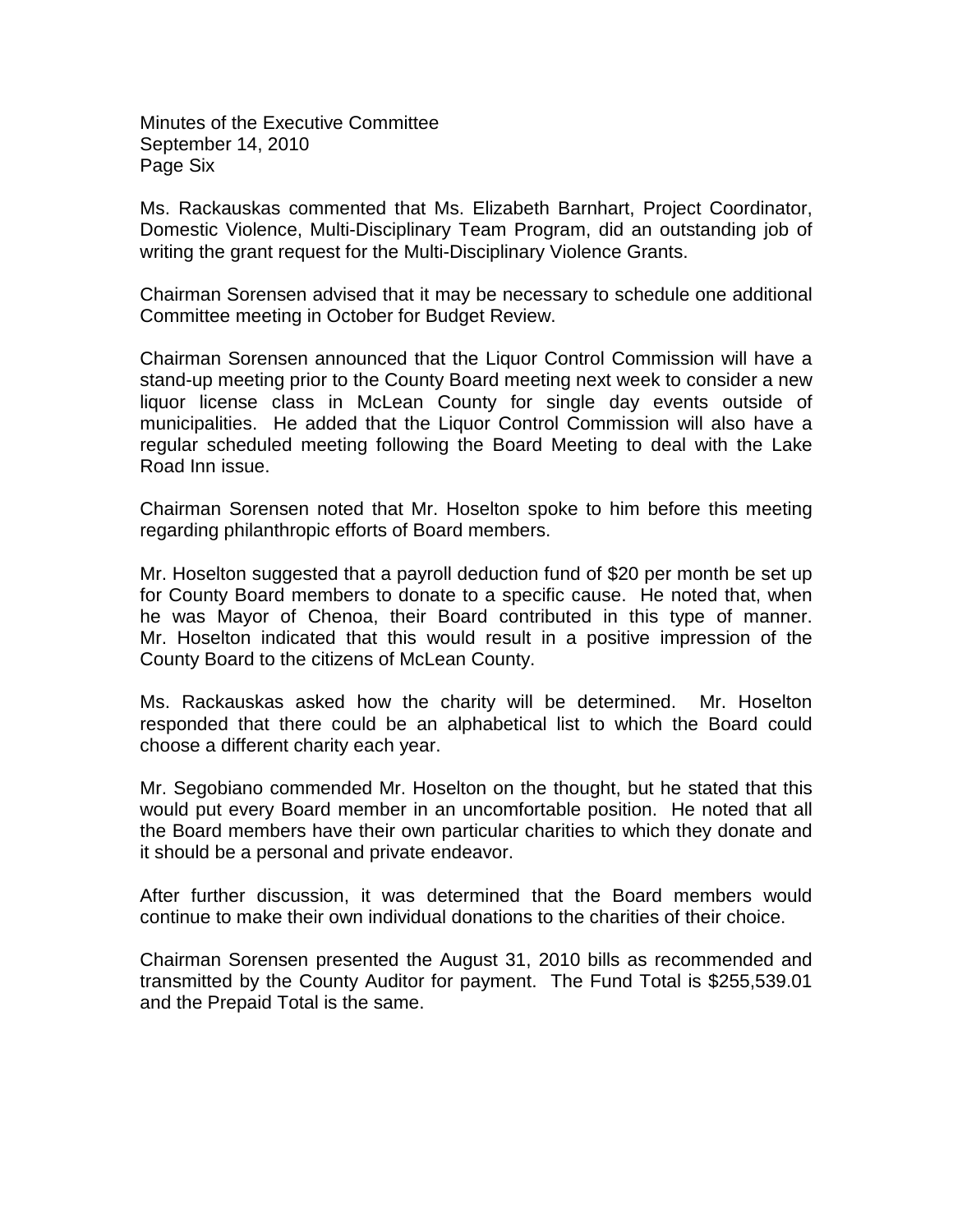Ms. Rackauskas commented that Ms. Elizabeth Barnhart, Project Coordinator, Domestic Violence, Multi-Disciplinary Team Program, did an outstanding job of writing the grant request for the Multi-Disciplinary Violence Grants.

Chairman Sorensen advised that it may be necessary to schedule one additional Committee meeting in October for Budget Review.

Chairman Sorensen announced that the Liquor Control Commission will have a stand-up meeting prior to the County Board meeting next week to consider a new liquor license class in McLean County for single day events outside of municipalities. He added that the Liquor Control Commission will also have a regular scheduled meeting following the Board Meeting to deal with the Lake Road Inn issue.

Chairman Sorensen noted that Mr. Hoselton spoke to him before this meeting regarding philanthropic efforts of Board members.

Mr. Hoselton suggested that a payroll deduction fund of $20 per month be set up for County Board members to donate to a specific cause. He noted that, when he was Mayor of Chenoa, their Board contributed in this type of manner. Mr. Hoselton indicated that this would result in a positive impression of the County Board to the citizens of McLean County.

Ms. Rackauskas asked how the charity will be determined. Mr. Hoselton responded that there could be an alphabetical list to which the Board could choose a different charity each year.

Mr. Segobiano commended Mr. Hoselton on the thought, but he stated that this would put every Board member in an uncomfortable position. He noted that all the Board members have their own particular charities to which they donate and it should be a personal and private endeavor.

After further discussion, it was determined that the Board members would continue to make their own individual donations to the charities of their choice.

Chairman Sorensen presented the August 31, 2010 bills as recommended and transmitted by the County Auditor for payment. The Fund Total is $255,539.01 and the Prepaid Total is the same.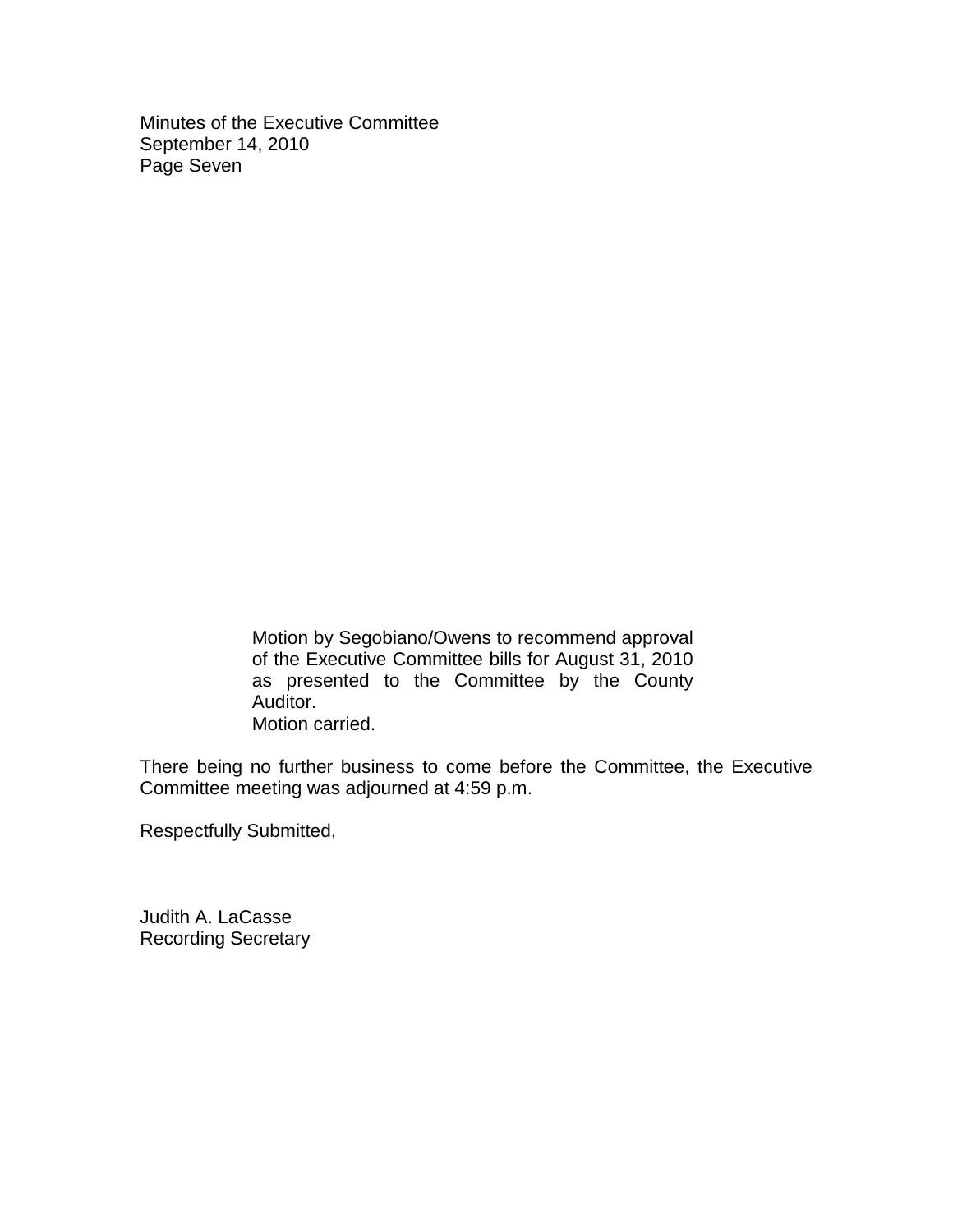Motion by Segobiano/Owens to recommend approval of the Executive Committee bills for August 31, 2010 as presented to the Committee by the County Auditor.
Motion carried.

There being no further business to come before the Committee, the Executive Committee meeting was adjourned at 4:59 p.m.

Respectfully Submitted,

Judith A. LaCasse
Recording Secretary